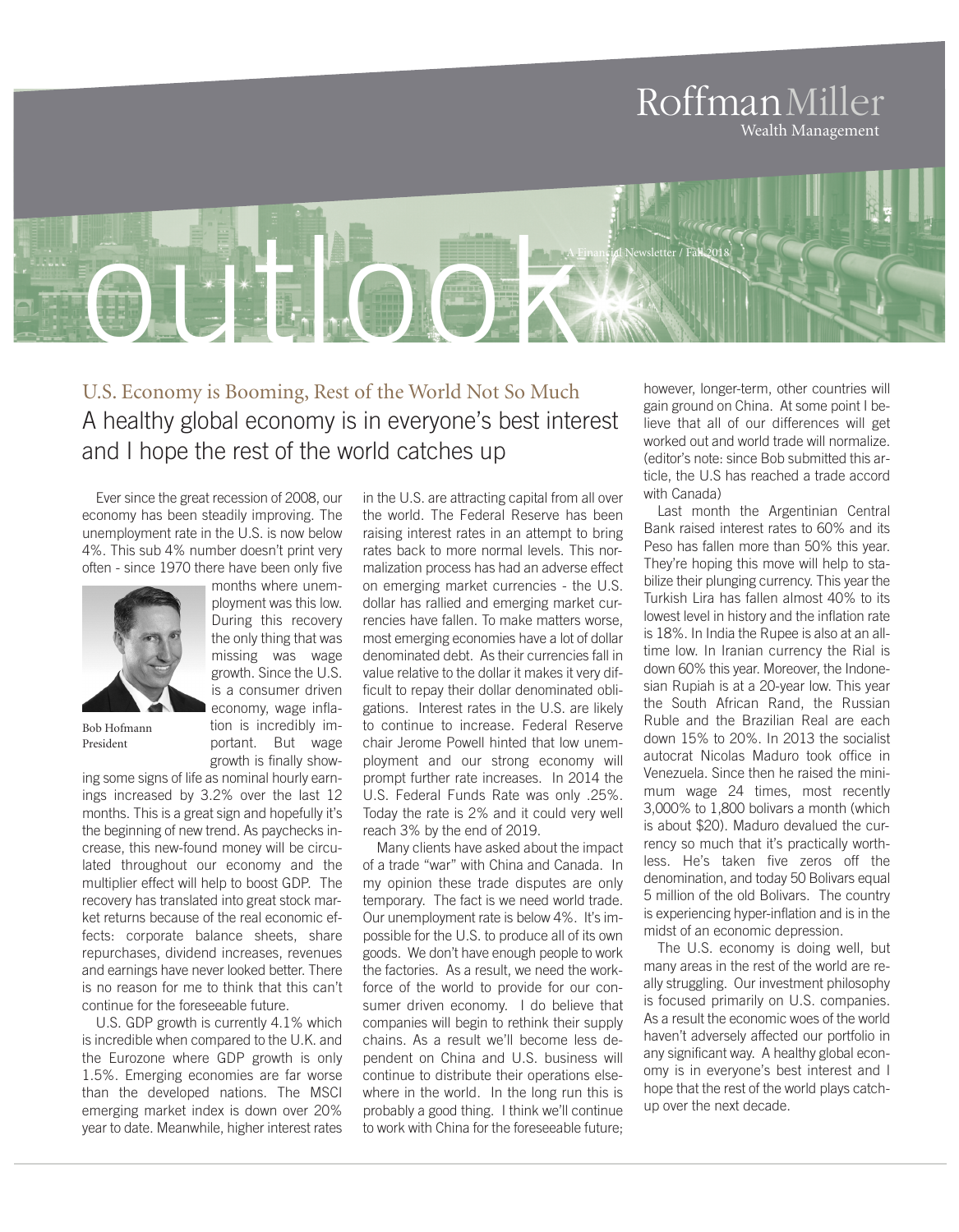RoffmanMiller
Wealth Management

# outlook

A Financial Newsletter / Fall 2018

## U.S. Economy is Booming, Rest of the World Not So Much

### A healthy global economy is in everyone's best interest and I hope the rest of the world catches up

Ever since the great recession of 2008, our economy has been steadily improving. The unemployment rate in the U.S. is now below 4%. This sub 4% number doesn't print very often - since 1970 there have been only five months where unemployment was this low. During this recovery the only thing that was missing was wage growth. Since the U.S. is a consumer driven economy, wage inflation is incredibly important. But wage growth is finally showing some signs of life as nominal hourly earnings increased by 3.2% over the last 12 months. This is a great sign and hopefully it's the beginning of new trend. As paychecks increase, this new-found money will be circulated throughout our economy and the multiplier effect will help to boost GDP. The recovery has translated into great stock market returns because of the real economic effects: corporate balance sheets, share repurchases, dividend increases, revenues and earnings have never looked better. There is no reason for me to think that this can't continue for the foreseeable future.

Bob Hofmann
President

U.S. GDP growth is currently 4.1% which is incredible when compared to the U.K. and the Eurozone where GDP growth is only 1.5%. Emerging economies are far worse than the developed nations. The MSCI emerging market index is down over 20% year to date. Meanwhile, higher interest rates in the U.S. are attracting capital from all over the world. The Federal Reserve has been raising interest rates in an attempt to bring rates back to more normal levels. This normalization process has had an adverse effect on emerging market currencies - the U.S. dollar has rallied and emerging market currencies have fallen. To make matters worse, most emerging economies have a lot of dollar denominated debt. As their currencies fall in value relative to the dollar it makes it very difficult to repay their dollar denominated obligations. Interest rates in the U.S. are likely to continue to increase. Federal Reserve chair Jerome Powell hinted that low unemployment and our strong economy will prompt further rate increases. In 2014 the U.S. Federal Funds Rate was only .25%. Today the rate is 2% and it could very well reach 3% by the end of 2019.

Many clients have asked about the impact of a trade "war" with China and Canada. In my opinion these trade disputes are only temporary. The fact is we need world trade. Our unemployment rate is below 4%. It's impossible for the U.S. to produce all of its own goods. We don't have enough people to work the factories. As a result, we need the workforce of the world to provide for our consumer driven economy. I do believe that companies will begin to rethink their supply chains. As a result we'll become less dependent on China and U.S. business will continue to distribute their operations elsewhere in the world. In the long run this is probably a good thing. I think we'll continue to work with China for the foreseeable future; however, longer-term, other countries will gain ground on China. At some point I believe that all of our differences will get worked out and world trade will normalize. (editor's note: since Bob submitted this article, the U.S has reached a trade accord with Canada)

Last month the Argentinian Central Bank raised interest rates to 60% and its Peso has fallen more than 50% this year. They're hoping this move will help to stabilize their plunging currency. This year the Turkish Lira has fallen almost 40% to its lowest level in history and the inflation rate is 18%. In India the Rupee is also at an all-time low. In Iranian currency the Rial is down 60% this year. Moreover, the Indonesian Rupiah is at a 20-year low. This year the South African Rand, the Russian Ruble and the Brazilian Real are each down 15% to 20%. In 2013 the socialist autocrat Nicolas Maduro took office in Venezuela. Since then he raised the minimum wage 24 times, most recently 3,000% to 1,800 bolivars a month (which is about $20). Maduro devalued the currency so much that it's practically worthless. He's taken five zeros off the denomination, and today 50 Bolivars equal 5 million of the old Bolivars. The country is experiencing hyper-inflation and is in the midst of an economic depression.

The U.S. economy is doing well, but many areas in the rest of the world are really struggling. Our investment philosophy is focused primarily on U.S. companies. As a result the economic woes of the world haven't adversely affected our portfolio in any significant way. A healthy global economy is in everyone's best interest and I hope that the rest of the world plays catch-up over the next decade.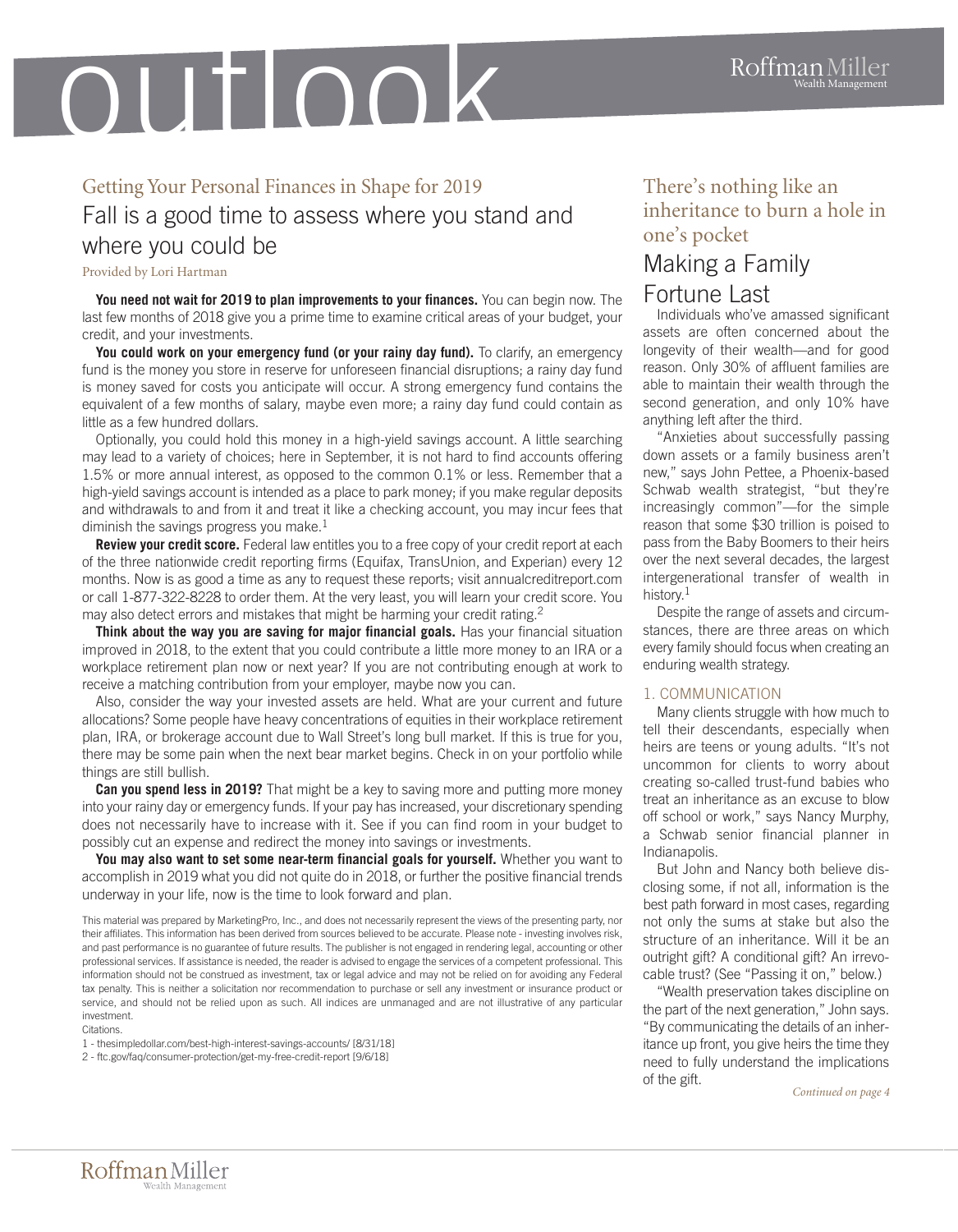# outlook

## Getting Your Personal Finances in Shape for 2019

### Fall is a good time to assess where you stand and where you could be

Provided by Lori Hartman

**You need not wait for 2019 to plan improvements to your finances.** You can begin now. The last few months of 2018 give you a prime time to examine critical areas of your budget, your credit, and your investments.

**You could work on your emergency fund (or your rainy day fund).** To clarify, an emergency fund is the money you store in reserve for unforeseen financial disruptions; a rainy day fund is money saved for costs you anticipate will occur. A strong emergency fund contains the equivalent of a few months of salary, maybe even more; a rainy day fund could contain as little as a few hundred dollars.

Optionally, you could hold this money in a high-yield savings account. A little searching may lead to a variety of choices; here in September, it is not hard to find accounts offering 1.5% or more annual interest, as opposed to the common 0.1% or less. Remember that a high-yield savings account is intended as a place to park money; if you make regular deposits and withdrawals to and from it and treat it like a checking account, you may incur fees that diminish the savings progress you make.[1]

**Review your credit score.** Federal law entitles you to a free copy of your credit report at each of the three nationwide credit reporting firms (Equifax, TransUnion, and Experian) every 12 months. Now is as good a time as any to request these reports; visit annualcreditreport.com or call 1-877-322-8228 to order them. At the very least, you will learn your credit score. You may also detect errors and mistakes that might be harming your credit rating.[2]

**Think about the way you are saving for major financial goals.** Has your financial situation improved in 2018, to the extent that you could contribute a little more money to an IRA or a workplace retirement plan now or next year? If you are not contributing enough at work to receive a matching contribution from your employer, maybe now you can.

Also, consider the way your invested assets are held. What are your current and future allocations? Some people have heavy concentrations of equities in their workplace retirement plan, IRA, or brokerage account due to Wall Street's long bull market. If this is true for you, there may be some pain when the next bear market begins. Check in on your portfolio while things are still bullish.

**Can you spend less in 2019?** That might be a key to saving more and putting more money into your rainy day or emergency funds. If your pay has increased, your discretionary spending does not necessarily have to increase with it. See if you can find room in your budget to possibly cut an expense and redirect the money into savings or investments.

**You may also want to set some near-term financial goals for yourself.** Whether you want to accomplish in 2019 what you did not quite do in 2018, or further the positive financial trends underway in your life, now is the time to look forward and plan.

This material was prepared by MarketingPro, Inc., and does not necessarily represent the views of the presenting party, nor their affiliates. This information has been derived from sources believed to be accurate. Please note - investing involves risk, and past performance is no guarantee of future results. The publisher is not engaged in rendering legal, accounting or other professional services. If assistance is needed, the reader is advised to engage the services of a competent professional. This information should not be construed as investment, tax or legal advice and may not be relied on for avoiding any Federal tax penalty. This is neither a solicitation nor recommendation to purchase or sell any investment or insurance product or service, and should not be relied upon as such. All indices are unmanaged and are not illustrative of any particular investment.

Citations.

1 - thesimpledollar.com/best-high-interest-savings-accounts/ [8/31/18]

2 - ftc.gov/faq/consumer-protection/get-my-free-credit-report [9/6/18]

## There's nothing like an inheritance to burn a hole in one's pocket

### Making a Family Fortune Last

Individuals who've amassed significant assets are often concerned about the longevity of their wealth—and for good reason. Only 30% of affluent families are able to maintain their wealth through the second generation, and only 10% have anything left after the third.

"Anxieties about successfully passing down assets or a family business aren't new," says John Pettee, a Phoenix-based Schwab wealth strategist, "but they're increasingly common"—for the simple reason that some $30 trillion is poised to pass from the Baby Boomers to their heirs over the next several decades, the largest intergenerational transfer of wealth in history.[1]

Despite the range of assets and circumstances, there are three areas on which every family should focus when creating an enduring wealth strategy.

#### 1. COMMUNICATION

Many clients struggle with how much to tell their descendants, especially when heirs are teens or young adults. "It's not uncommon for clients to worry about creating so-called trust-fund babies who treat an inheritance as an excuse to blow off school or work," says Nancy Murphy, a Schwab senior financial planner in Indianapolis.

But John and Nancy both believe disclosing some, if not all, information is the best path forward in most cases, regarding not only the sums at stake but also the structure of an inheritance. Will it be an outright gift? A conditional gift? An irrevocable trust? (See "Passing it on," below.)

"Wealth preservation takes discipline on the part of the next generation," John says. "By communicating the details of an inheritance up front, you give heirs the time they need to fully understand the implications of the gift.

*Continued on page 4*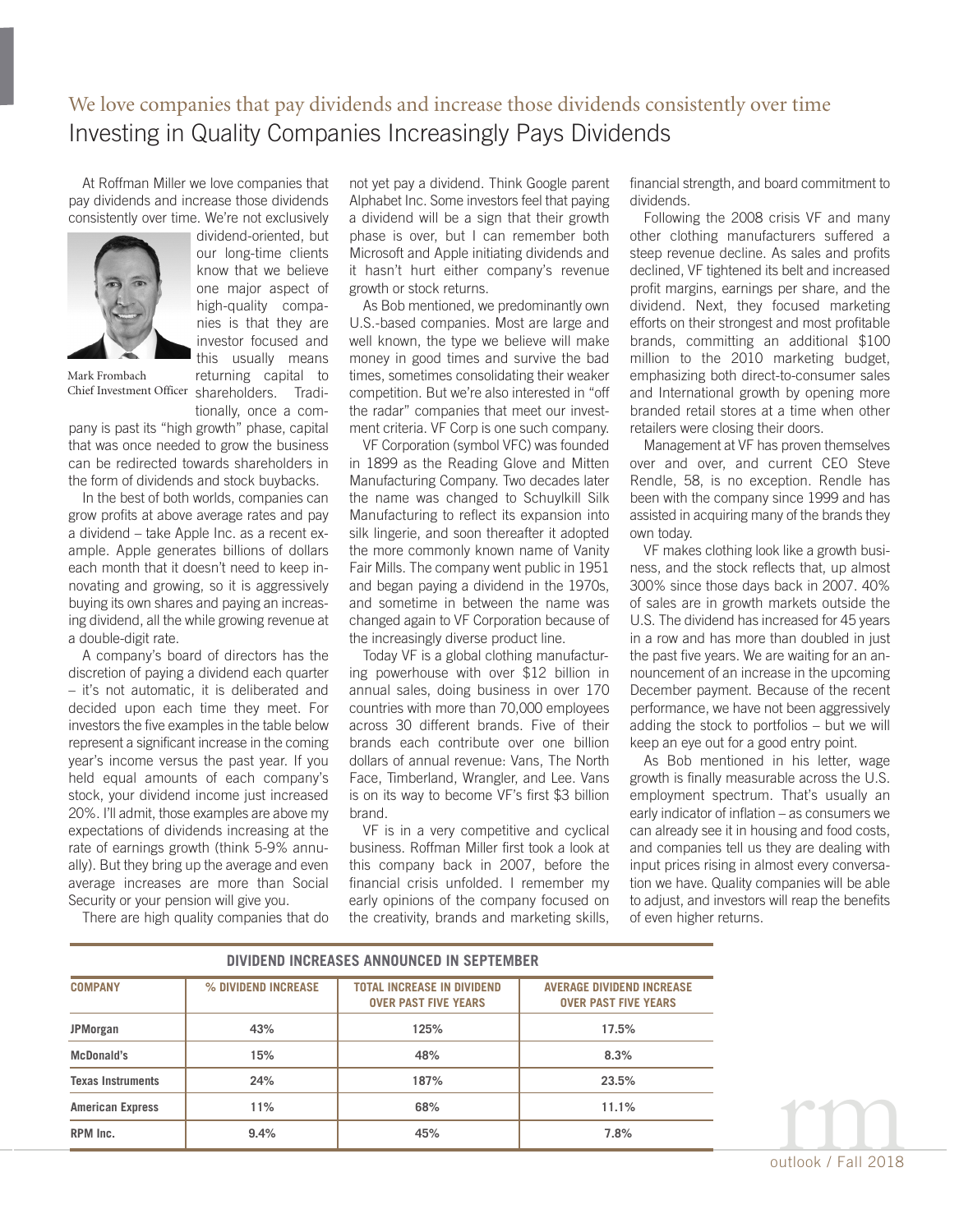## We love companies that pay dividends and increase those dividends consistently over time

# Investing in Quality Companies Increasingly Pays Dividends

At Roffman Miller we love companies that pay dividends and increase those dividends consistently over time. We're not exclusively dividend-oriented, but our long-time clients know that we believe one major aspect of high-quality companies is that they are investor focused and this usually means returning capital to shareholders. Traditionally, once a company is past its "high growth" phase, capital that was once needed to grow the business can be redirected towards shareholders in the form of dividends and stock buybacks.

Mark Frombach
Chief Investment Officer

In the best of both worlds, companies can grow profits at above average rates and pay a dividend – take Apple Inc. as a recent example. Apple generates billions of dollars each month that it doesn't need to keep innovating and growing, so it is aggressively buying its own shares and paying an increasing dividend, all the while growing revenue at a double-digit rate.

A company's board of directors has the discretion of paying a dividend each quarter – it's not automatic, it is deliberated and decided upon each time they meet. For investors the five examples in the table below represent a significant increase in the coming year's income versus the past year. If you held equal amounts of each company's stock, your dividend income just increased 20%. I'll admit, those examples are above my expectations of dividends increasing at the rate of earnings growth (think 5-9% annually). But they bring up the average and even average increases are more than Social Security or your pension will give you.

There are high quality companies that do not yet pay a dividend. Think Google parent Alphabet Inc. Some investors feel that paying a dividend will be a sign that their growth phase is over, but I can remember both Microsoft and Apple initiating dividends and it hasn't hurt either company's revenue growth or stock returns.

As Bob mentioned, we predominantly own U.S.-based companies. Most are large and well known, the type we believe will make money in good times and survive the bad times, sometimes consolidating their weaker competition. But we're also interested in "off the radar" companies that meet our investment criteria. VF Corp is one such company.

VF Corporation (symbol VFC) was founded in 1899 as the Reading Glove and Mitten Manufacturing Company. Two decades later the name was changed to Schuylkill Silk Manufacturing to reflect its expansion into silk lingerie, and soon thereafter it adopted the more commonly known name of Vanity Fair Mills. The company went public in 1951 and began paying a dividend in the 1970s, and sometime in between the name was changed again to VF Corporation because of the increasingly diverse product line.

Today VF is a global clothing manufacturing powerhouse with over $12 billion in annual sales, doing business in over 170 countries with more than 70,000 employees across 30 different brands. Five of their brands each contribute over one billion dollars of annual revenue: Vans, The North Face, Timberland, Wrangler, and Lee. Vans is on its way to become VF's first $3 billion brand.

VF is in a very competitive and cyclical business. Roffman Miller first took a look at this company back in 2007, before the financial crisis unfolded. I remember my early opinions of the company focused on the creativity, brands and marketing skills, financial strength, and board commitment to dividends.

Following the 2008 crisis VF and many other clothing manufacturers suffered a steep revenue decline. As sales and profits declined, VF tightened its belt and increased profit margins, earnings per share, and the dividend. Next, they focused marketing efforts on their strongest and most profitable brands, committing an additional $100 million to the 2010 marketing budget, emphasizing both direct-to-consumer sales and International growth by opening more branded retail stores at a time when other retailers were closing their doors.

Management at VF has proven themselves over and over, and current CEO Steve Rendle, 58, is no exception. Rendle has been with the company since 1999 and has assisted in acquiring many of the brands they own today.

VF makes clothing look like a growth business, and the stock reflects that, up almost 300% since those days back in 2007. 40% of sales are in growth markets outside the U.S. The dividend has increased for 45 years in a row and has more than doubled in just the past five years. We are waiting for an announcement of an increase in the upcoming December payment. Because of the recent performance, we have not been aggressively adding the stock to portfolios – but we will keep an eye out for a good entry point.

As Bob mentioned in his letter, wage growth is finally measurable across the U.S. employment spectrum. That's usually an early indicator of inflation – as consumers we can already see it in housing and food costs, and companies tell us they are dealing with input prices rising in almost every conversation we have. Quality companies will be able to adjust, and investors will reap the benefits of even higher returns.

**DIVIDEND INCREASES ANNOUNCED IN SEPTEMBER**

| COMPANY | % DIVIDEND INCREASE | TOTAL INCREASE IN DIVIDEND OVER PAST FIVE YEARS | AVERAGE DIVIDEND INCREASE OVER PAST FIVE YEARS |
|---|---|---|---|
| JPMorgan | 43% | 125% | 17.5% |
| McDonald's | 15% | 48% | 8.3% |
| Texas Instruments | 24% | 187% | 23.5% |
| American Express | 11% | 68% | 11.1% |
| RPM Inc. | 9.4% | 45% | 7.8% |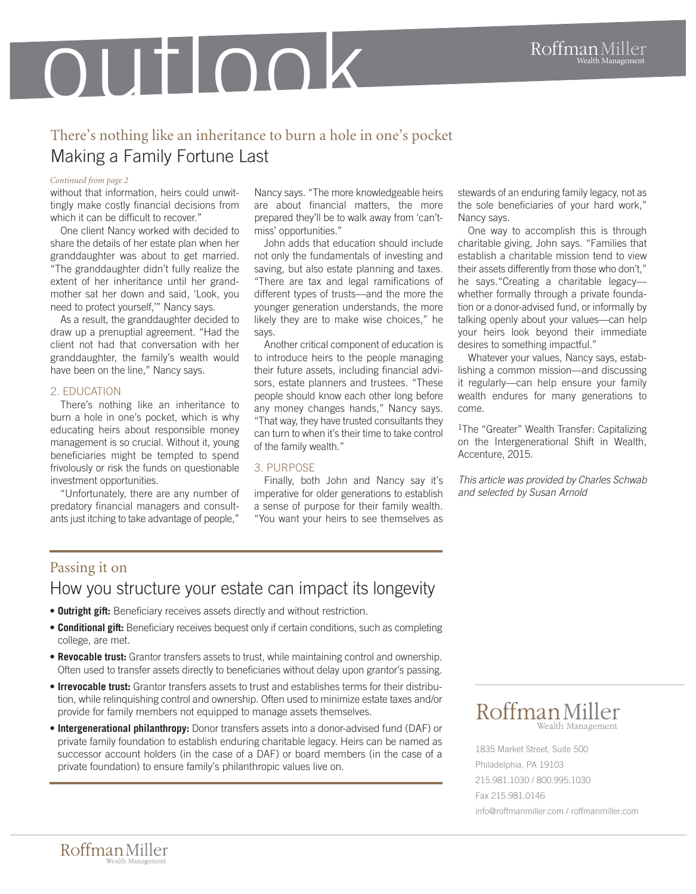## There's nothing like an inheritance to burn a hole in one's pocket

# Making a Family Fortune Last

*Continued from page 2*

without that information, heirs could unwittingly make costly financial decisions from which it can be difficult to recover."

One client Nancy worked with decided to share the details of her estate plan when her granddaughter was about to get married. "The granddaughter didn't fully realize the extent of her inheritance until her grandmother sat her down and said, 'Look, you need to protect yourself,'" Nancy says.

As a result, the granddaughter decided to draw up a prenuptial agreement. "Had the client not had that conversation with her granddaughter, the family's wealth would have been on the line," Nancy says.

### 2. EDUCATION

There's nothing like an inheritance to burn a hole in one's pocket, which is why educating heirs about responsible money management is so crucial. Without it, young beneficiaries might be tempted to spend frivolously or risk the funds on questionable investment opportunities.

"Unfortunately, there are any number of predatory financial managers and consultants just itching to take advantage of people," Nancy says. "The more knowledgeable heirs are about financial matters, the more prepared they'll be to walk away from 'can't-miss' opportunities."

John adds that education should include not only the fundamentals of investing and saving, but also estate planning and taxes. "There are tax and legal ramifications of different types of trusts—and the more the younger generation understands, the more likely they are to make wise choices," he says.

Another critical component of education is to introduce heirs to the people managing their future assets, including financial advisors, estate planners and trustees. "These people should know each other long before any money changes hands," Nancy says. "That way, they have trusted consultants they can turn to when it's their time to take control of the family wealth."

### 3. PURPOSE

Finally, both John and Nancy say it's imperative for older generations to establish a sense of purpose for their family wealth. "You want your heirs to see themselves as stewards of an enduring family legacy, not as the sole beneficiaries of your hard work," Nancy says.

One way to accomplish this is through charitable giving, John says. "Families that establish a charitable mission tend to view their assets differently from those who don't," he says. "Creating a charitable legacy—whether formally through a private foundation or a donor-advised fund, or informally by talking openly about your values—can help your heirs look beyond their immediate desires to something impactful."

Whatever your values, Nancy says, establishing a common mission—and discussing it regularly—can help ensure your family wealth endures for many generations to come.

[1]The "Greater" Wealth Transfer: Capitalizing on the Intergenerational Shift in Wealth, Accenture, 2015.

*This article was provided by Charles Schwab and selected by Susan Arnold*

## Passing it on

# How you structure your estate can impact its longevity

- **Outright gift:** Beneficiary receives assets directly and without restriction.
- **Conditional gift:** Beneficiary receives bequest only if certain conditions, such as completing college, are met.
- **Revocable trust:** Grantor transfers assets to trust, while maintaining control and ownership. Often used to transfer assets directly to beneficiaries without delay upon grantor's passing.
- **Irrevocable trust:** Grantor transfers assets to trust and establishes terms for their distribution, while relinquishing control and ownership. Often used to minimize estate taxes and/or provide for family members not equipped to manage assets themselves.
- **Intergenerational philanthropy:** Donor transfers assets into a donor-advised fund (DAF) or private family foundation to establish enduring charitable legacy. Heirs can be named as successor account holders (in the case of a DAF) or board members (in the case of a private foundation) to ensure family's philanthropic values live on.

Roffman Miller
Wealth Management

1835 Market Street, Suite 500
Philadelphia, PA 19103
215.981.1030 / 800.995.1030
Fax 215.981.0146
info@roffmanmiller.com / roffmanmiller.com